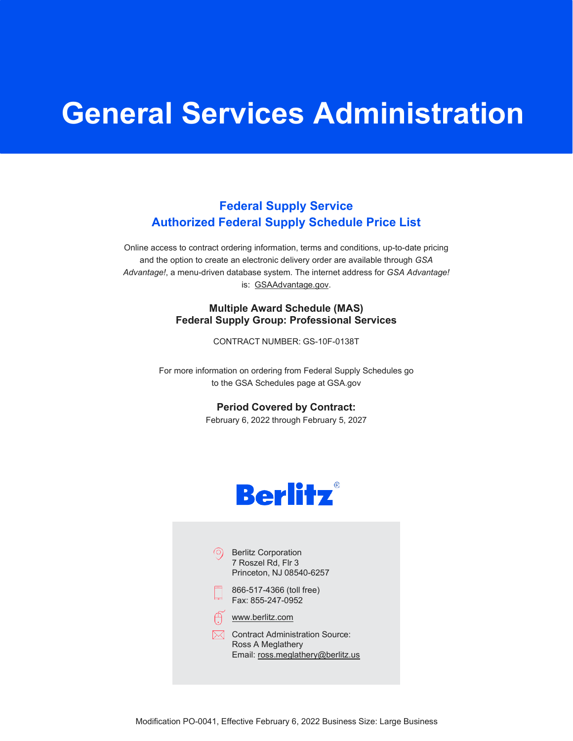# General Services Administration

## Federal Supply Service
## Authorized Federal Supply Schedule Price List

Online access to contract ordering information, terms and conditions, up-to-date pricing and the option to create an electronic delivery order are available through *GSA Advantage!*, a menu-driven database system. The internet address for *GSA Advantage!* is: GSAAdvantage.gov.

**Multiple Award Schedule (MAS)**
**Federal Supply Group: Professional Services**

CONTRACT NUMBER: GS-10F-0138T

For more information on ordering from Federal Supply Schedules go to the GSA Schedules page at GSA.gov

**Period Covered by Contract:**
February 6, 2022 through February 5, 2027

**Berlitz®**

Berlitz Corporation
7 Roszel Rd, Flr 3
Princeton, NJ 08540-6257

866-517-4366 (toll free)
Fax: 855-247-0952

www.berlitz.com

Contract Administration Source:
Ross A Meglathery
Email: ross.meglathery@berlitz.us

Modification PO-0041, Effective February 6, 2022 Business Size: Large Business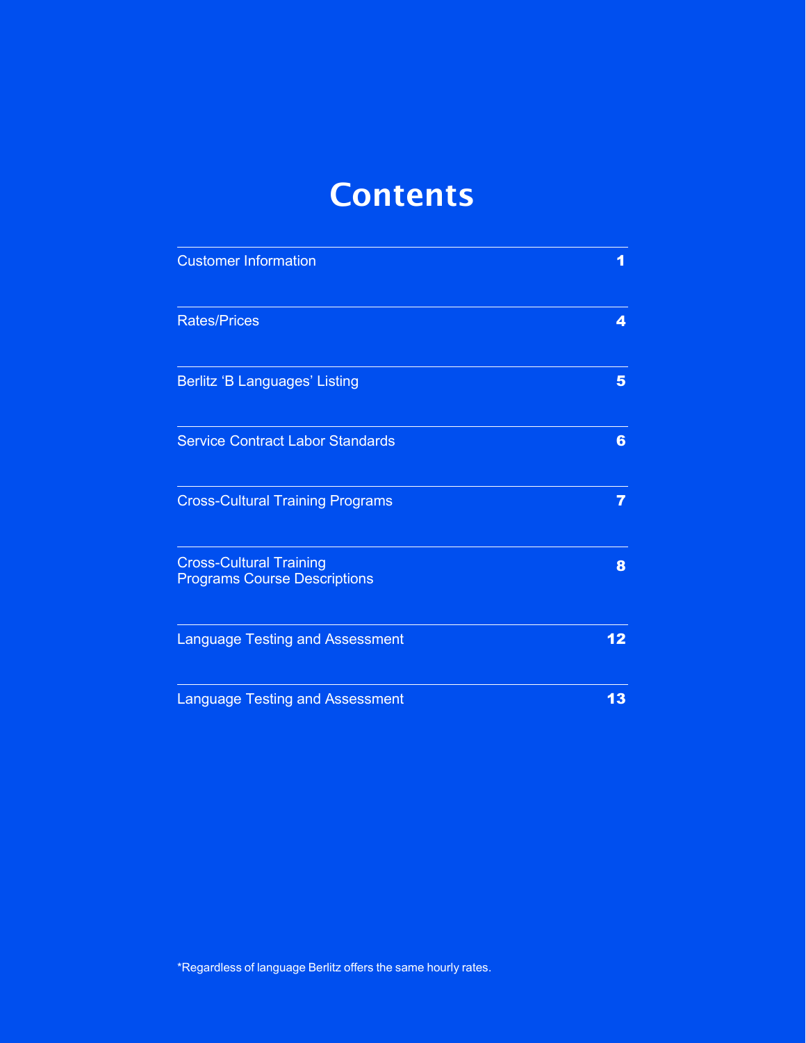# Contents

| | |
|---|---|
| Customer Information | 1 |
| Rates/Prices | 4 |
| Berlitz ‘B Languages’ Listing | 5 |
| Service Contract Labor Standards | 6 |
| Cross-Cultural Training Programs | 7 |
| Cross-Cultural Training Programs Course Descriptions | 8 |
| Language Testing and Assessment | 12 |
| Language Testing and Assessment | 13 |

*Regardless of language Berlitz offers the same hourly rates.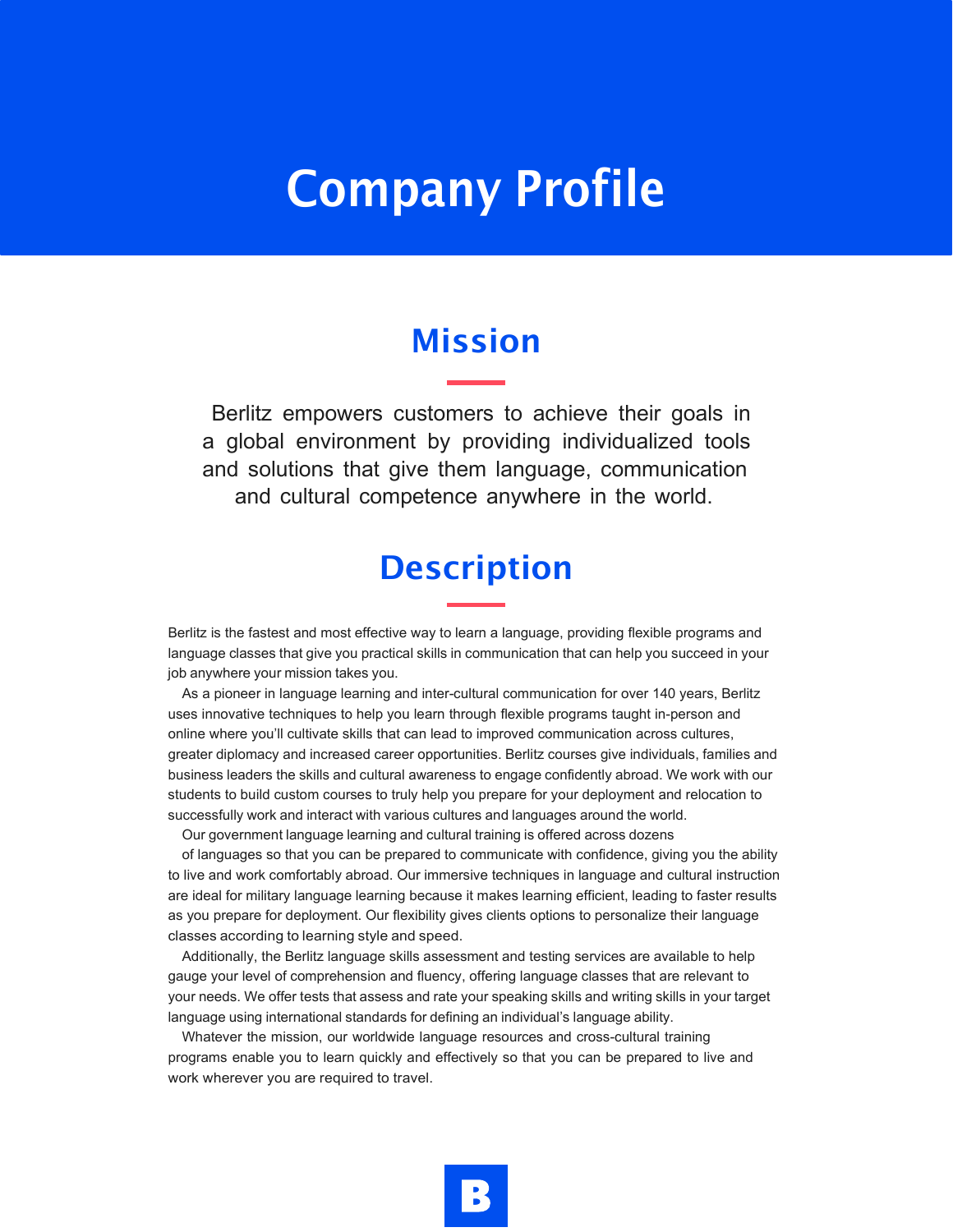# Company Profile

## Mission

Berlitz empowers customers to achieve their goals in a global environment by providing individualized tools and solutions that give them language, communication and cultural competence anywhere in the world.

## Description

Berlitz is the fastest and most effective way to learn a language, providing flexible programs and language classes that give you practical skills in communication that can help you succeed in your job anywhere your mission takes you.

As a pioneer in language learning and inter-cultural communication for over 140 years, Berlitz uses innovative techniques to help you learn through flexible programs taught in-person and online where you'll cultivate skills that can lead to improved communication across cultures, greater diplomacy and increased career opportunities. Berlitz courses give individuals, families and business leaders the skills and cultural awareness to engage confidently abroad. We work with our students to build custom courses to truly help you prepare for your deployment and relocation to successfully work and interact with various cultures and languages around the world.

Our government language learning and cultural training is offered across dozens of languages so that you can be prepared to communicate with confidence, giving you the ability to live and work comfortably abroad. Our immersive techniques in language and cultural instruction are ideal for military language learning because it makes learning efficient, leading to faster results as you prepare for deployment. Our flexibility gives clients options to personalize their language classes according to learning style and speed.

Additionally, the Berlitz language skills assessment and testing services are available to help gauge your level of comprehension and fluency, offering language classes that are relevant to your needs. We offer tests that assess and rate your speaking skills and writing skills in your target language using international standards for defining an individual's language ability.

Whatever the mission, our worldwide language resources and cross-cultural training programs enable you to learn quickly and effectively so that you can be prepared to live and work wherever you are required to travel.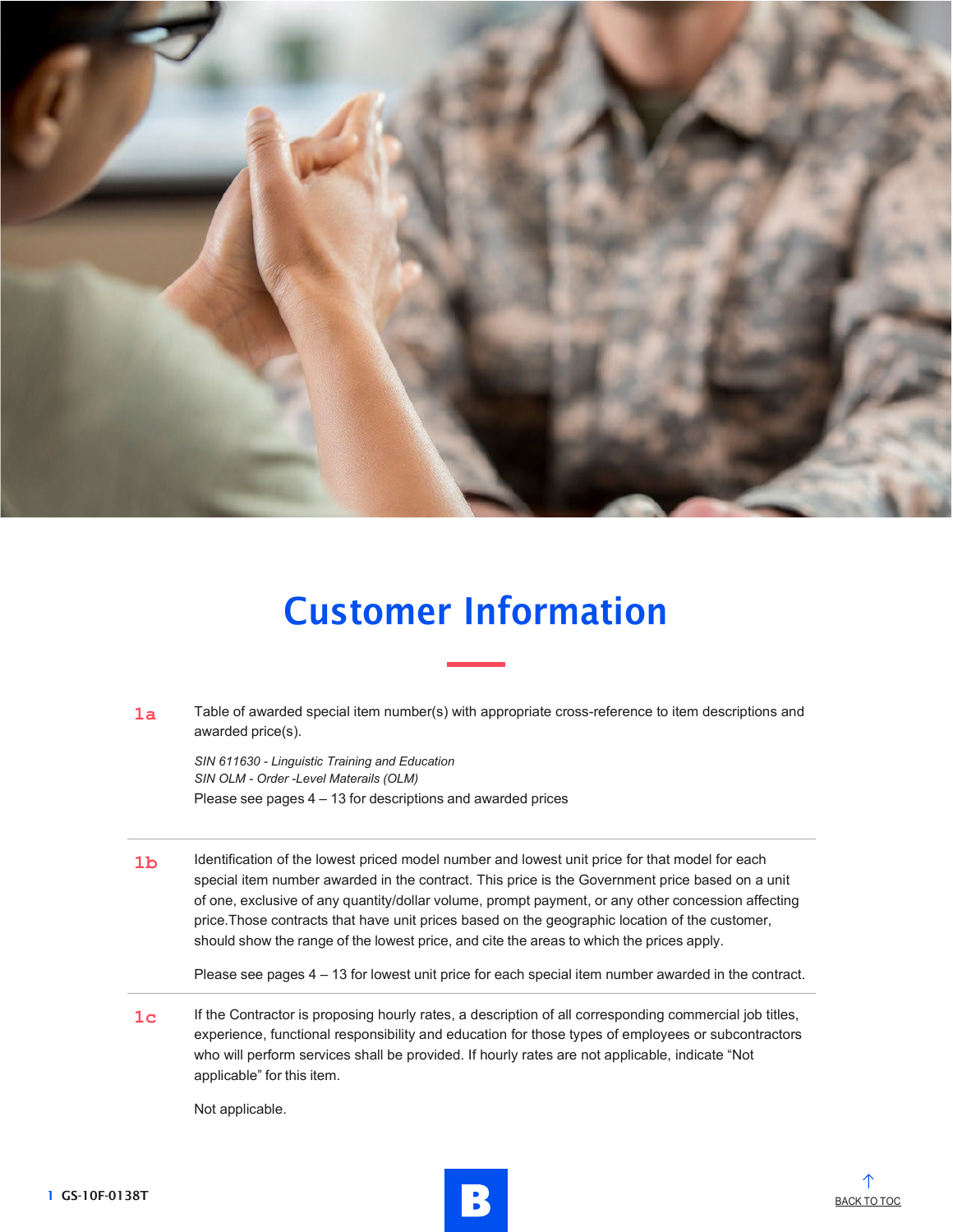# Customer Information

**1a** Table of awarded special item number(s) with appropriate cross-reference to item descriptions and awarded price(s).

*SIN 611630 - Linguistic Training and Education*
*SIN OLM - Order -Level Materails (OLM)*

Please see pages 4 – 13 for descriptions and awarded prices

---

**1b** Identification of the lowest priced model number and lowest unit price for that model for each special item number awarded in the contract. This price is the Government price based on a unit of one, exclusive of any quantity/dollar volume, prompt payment, or any other concession affecting price.Those contracts that have unit prices based on the geographic location of the customer, should show the range of the lowest price, and cite the areas to which the prices apply.

Please see pages 4 – 13 for lowest unit price for each special item number awarded in the contract.

---

**1c** If the Contractor is proposing hourly rates, a description of all corresponding commercial job titles, experience, functional responsibility and education for those types of employees or subcontractors who will perform services shall be provided. If hourly rates are not applicable, indicate "Not applicable" for this item.

Not applicable.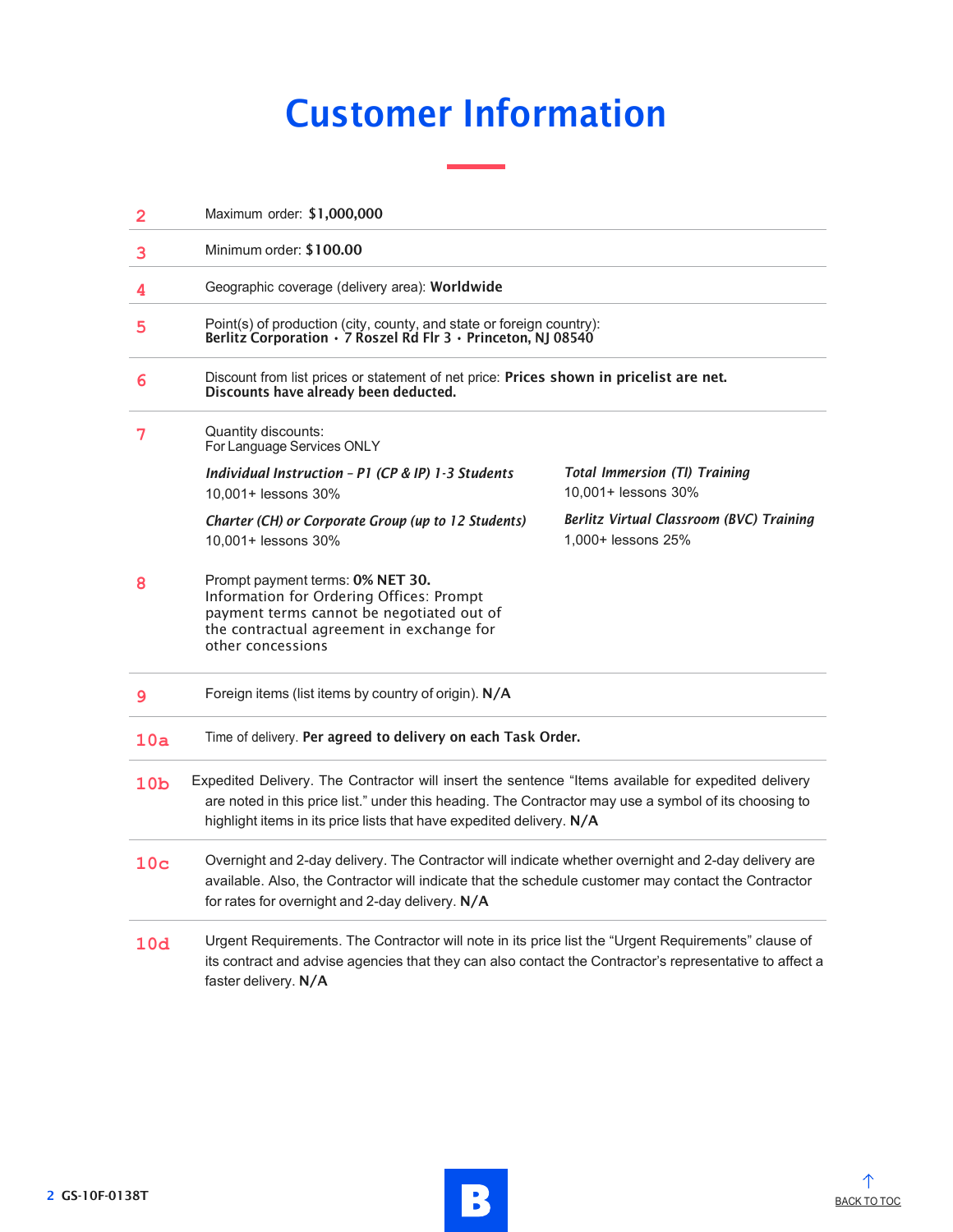# Customer Information

**2** Maximum order: **$1,000,000**

**3** Minimum order: **$100.00**

**4** Geographic coverage (delivery area): **Worldwide**

**5** Point(s) of production (city, county, and state or foreign country):
**Berlitz Corporation • 7 Roszel Rd Flr 3 • Princeton, NJ 08540**

**6** Discount from list prices or statement of net price: **Prices shown in pricelist are net. Discounts have already been deducted.**

**7** Quantity discounts:
For Language Services ONLY

***Individual Instruction – P1 (CP & IP) 1-3 Students***
10,001+ lessons 30%

***Charter (CH) or Corporate Group (up to 12 Students)***
10,001+ lessons 30%

***Total Immersion (TI) Training***
10,001+ lessons 30%

***Berlitz Virtual Classroom (BVC) Training***
1,000+ lessons 25%

**8** Prompt payment terms: **0% NET 30.**
Information for Ordering Offices: Prompt payment terms cannot be negotiated out of the contractual agreement in exchange for other concessions

**9** Foreign items (list items by country of origin). **N/A**

**10a** Time of delivery. **Per agreed to delivery on each Task Order.**

**10b** Expedited Delivery. The Contractor will insert the sentence "Items available for expedited delivery are noted in this price list." under this heading. The Contractor may use a symbol of its choosing to highlight items in its price lists that have expedited delivery. **N/A**

**10c** Overnight and 2-day delivery. The Contractor will indicate whether overnight and 2-day delivery are available. Also, the Contractor will indicate that the schedule customer may contact the Contractor for rates for overnight and 2-day delivery. **N/A**

**10d** Urgent Requirements. The Contractor will note in its price list the "Urgent Requirements" clause of its contract and advise agencies that they can also contact the Contractor's representative to affect a faster delivery. **N/A**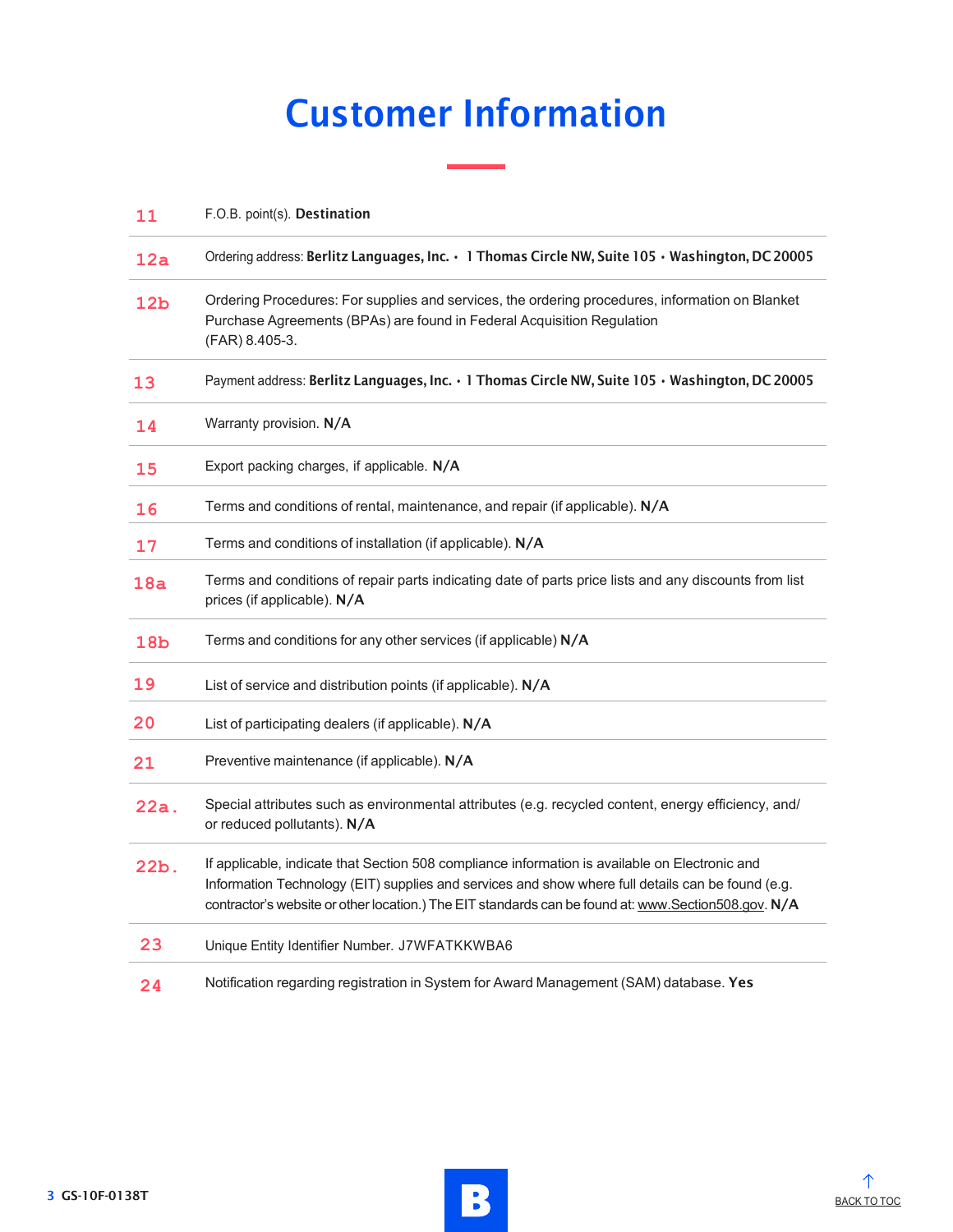# Customer Information

| | |
|---|---|
| 11 | F.O.B. point(s). **Destination** |
| 12a | Ordering address: **Berlitz Languages, Inc. • 1 Thomas Circle NW, Suite 105 • Washington, DC 20005** |
| 12b | Ordering Procedures: For supplies and services, the ordering procedures, information on Blanket Purchase Agreements (BPAs) are found in Federal Acquisition Regulation (FAR) 8.405-3. |
| 13 | Payment address: **Berlitz Languages, Inc. • 1 Thomas Circle NW, Suite 105 • Washington, DC 20005** |
| 14 | Warranty provision. **N/A** |
| 15 | Export packing charges, if applicable. **N/A** |
| 16 | Terms and conditions of rental, maintenance, and repair (if applicable). **N/A** |
| 17 | Terms and conditions of installation (if applicable). **N/A** |
| 18a | Terms and conditions of repair parts indicating date of parts price lists and any discounts from list prices (if applicable). **N/A** |
| 18b | Terms and conditions for any other services (if applicable) **N/A** |
| 19 | List of service and distribution points (if applicable). **N/A** |
| 20 | List of participating dealers (if applicable). **N/A** |
| 21 | Preventive maintenance (if applicable). **N/A** |
| 22a. | Special attributes such as environmental attributes (e.g. recycled content, energy efficiency, and/or reduced pollutants). **N/A** |
| 22b. | If applicable, indicate that Section 508 compliance information is available on Electronic and Information Technology (EIT) supplies and services and show where full details can be found (e.g. contractor's website or other location.) The EIT standards can be found at: www.Section508.gov. **N/A** |
| 23 | Unique Entity Identifier Number. J7WFATKKWBA6 |
| 24 | Notification regarding registration in System for Award Management (SAM) database. **Yes** |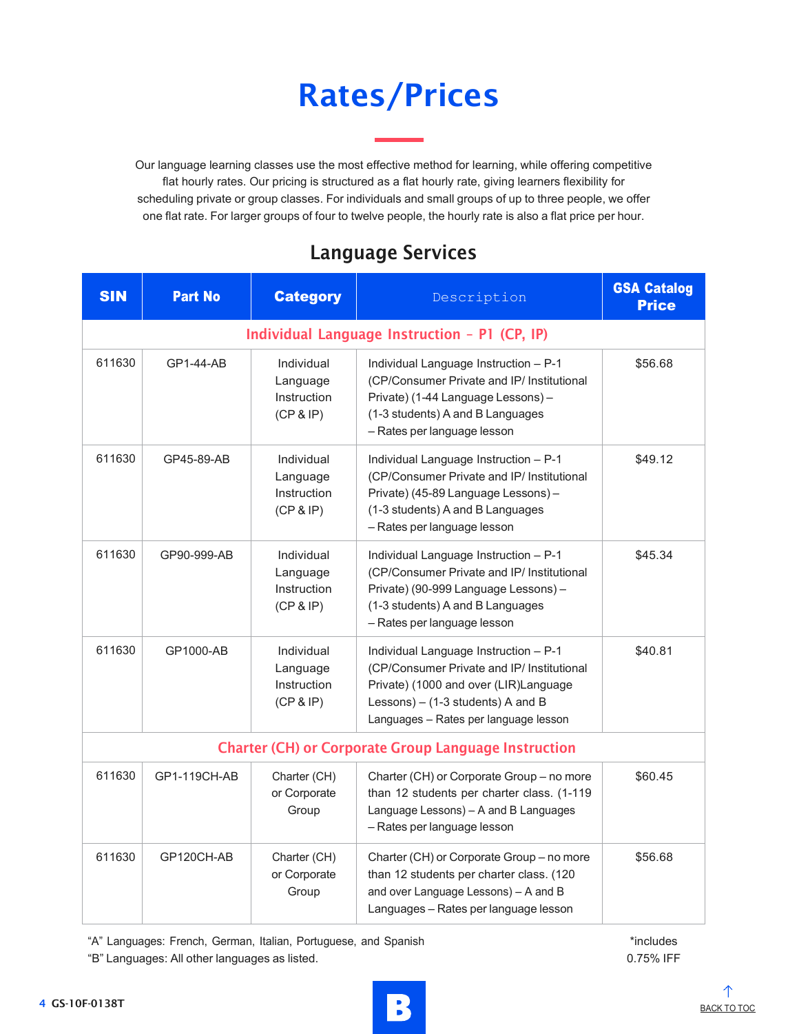# Rates/Prices

Our language learning classes use the most effective method for learning, while offering competitive flat hourly rates. Our pricing is structured as a flat hourly rate, giving learners flexibility for scheduling private or group classes. For individuals and small groups of up to three people, we offer one flat rate. For larger groups of four to twelve people, the hourly rate is also a flat price per hour.

## Language Services

| SIN | Part No | Category | Description | GSA Catalog Price |
|---|---|---|---|---|
| **Individual Language Instruction – P1 (CP, IP)** | | | | |
| 611630 | GP1-44-AB | Individual Language Instruction (CP & IP) | Individual Language Instruction – P-1 (CP/Consumer Private and IP/ Institutional Private) (1-44 Language Lessons) – (1-3 students) A and B Languages – Rates per language lesson | $56.68 |
| 611630 | GP45-89-AB | Individual Language Instruction (CP & IP) | Individual Language Instruction – P-1 (CP/Consumer Private and IP/ Institutional Private) (45-89 Language Lessons) – (1-3 students) A and B Languages – Rates per language lesson | $49.12 |
| 611630 | GP90-999-AB | Individual Language Instruction (CP & IP) | Individual Language Instruction – P-1 (CP/Consumer Private and IP/ Institutional Private) (90-999 Language Lessons) – (1-3 students) A and B Languages – Rates per language lesson | $45.34 |
| 611630 | GP1000-AB | Individual Language Instruction (CP & IP) | Individual Language Instruction – P-1 (CP/Consumer Private and IP/ Institutional Private) (1000 and over (LIR)Language Lessons) – (1-3 students) A and B Languages – Rates per language lesson | $40.81 |
| **Charter (CH) or Corporate Group Language Instruction** | | | | |
| 611630 | GP1-119CH-AB | Charter (CH) or Corporate Group | Charter (CH) or Corporate Group – no more than 12 students per charter class. (1-119 Language Lessons) – A and B Languages – Rates per language lesson | $60.45 |
| 611630 | GP120CH-AB | Charter (CH) or Corporate Group | Charter (CH) or Corporate Group – no more than 12 students per charter class. (120 and over Language Lessons) – A and B Languages – Rates per language lesson | $56.68 |

"A" Languages: French, German, Italian, Portuguese, and Spanish
"B" Languages: All other languages as listed.

*includes 0.75% IFF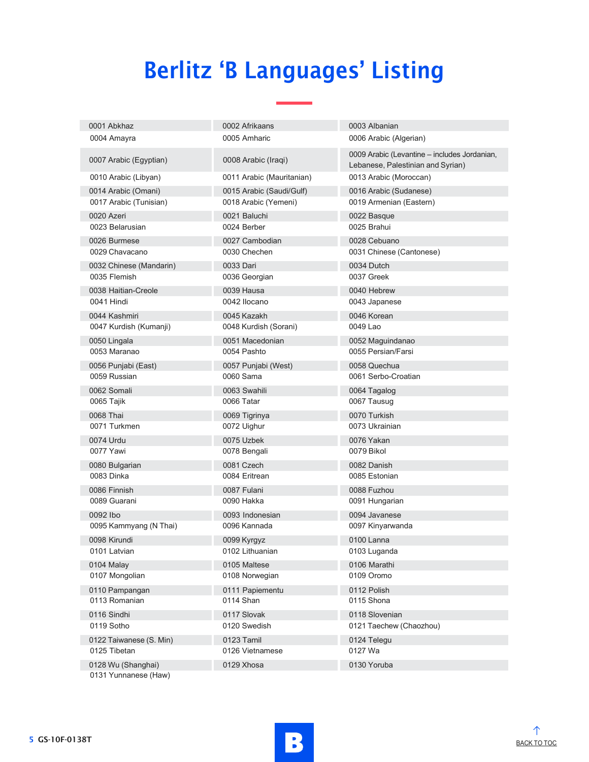# Berlitz 'B Languages' Listing

| | | |
|---|---|---|
| 0001 Abkhaz | 0002 Afrikaans | 0003 Albanian |
| 0004 Amayra | 0005 Amharic | 0006 Arabic (Algerian) |
| 0007 Arabic (Egyptian) | 0008 Arabic (Iraqi) | 0009 Arabic (Levantine – includes Jordanian, Lebanese, Palestinian and Syrian) |
| 0010 Arabic (Libyan) | 0011 Arabic (Mauritanian) | 0013 Arabic (Moroccan) |
| 0014 Arabic (Omani) | 0015 Arabic (Saudi/Gulf) | 0016 Arabic (Sudanese) |
| 0017 Arabic (Tunisian) | 0018 Arabic (Yemeni) | 0019 Armenian (Eastern) |
| 0020 Azeri | 0021 Baluchi | 0022 Basque |
| 0023 Belarusian | 0024 Berber | 0025 Brahui |
| 0026 Burmese | 0027 Cambodian | 0028 Cebuano |
| 0029 Chavacano | 0030 Chechen | 0031 Chinese (Cantonese) |
| 0032 Chinese (Mandarin) | 0033 Dari | 0034 Dutch |
| 0035 Flemish | 0036 Georgian | 0037 Greek |
| 0038 Haitian-Creole | 0039 Hausa | 0040 Hebrew |
| 0041 Hindi | 0042 Ilocano | 0043 Japanese |
| 0044 Kashmiri | 0045 Kazakh | 0046 Korean |
| 0047 Kurdish (Kumanji) | 0048 Kurdish (Sorani) | 0049 Lao |
| 0050 Lingala | 0051 Macedonian | 0052 Maguindanao |
| 0053 Maranao | 0054 Pashto | 0055 Persian/Farsi |
| 0056 Punjabi (East) | 0057 Punjabi (West) | 0058 Quechua |
| 0059 Russian | 0060 Sama | 0061 Serbo-Croatian |
| 0062 Somali | 0063 Swahili | 0064 Tagalog |
| 0065 Tajik | 0066 Tatar | 0067 Tausug |
| 0068 Thai | 0069 Tigrinya | 0070 Turkish |
| 0071 Turkmen | 0072 Uighur | 0073 Ukrainian |
| 0074 Urdu | 0075 Uzbek | 0076 Yakan |
| 0077 Yawi | 0078 Bengali | 0079 Bikol |
| 0080 Bulgarian | 0081 Czech | 0082 Danish |
| 0083 Dinka | 0084 Eritrean | 0085 Estonian |
| 0086 Finnish | 0087 Fulani | 0088 Fuzhou |
| 0089 Guarani | 0090 Hakka | 0091 Hungarian |
| 0092 Ibo | 0093 Indonesian | 0094 Javanese |
| 0095 Kammyang (N Thai) | 0096 Kannada | 0097 Kinyarwanda |
| 0098 Kirundi | 0099 Kyrgyz | 0100 Lanna |
| 0101 Latvian | 0102 Lithuanian | 0103 Luganda |
| 0104 Malay | 0105 Maltese | 0106 Marathi |
| 0107 Mongolian | 0108 Norwegian | 0109 Oromo |
| 0110 Pampangan | 0111 Papiementu | 0112 Polish |
| 0113 Romanian | 0114 Shan | 0115 Shona |
| 0116 Sindhi | 0117 Slovak | 0118 Slovenian |
| 0119 Sotho | 0120 Swedish | 0121 Taechew (Chaozhou) |
| 0122 Taiwanese (S. Min) | 0123 Tamil | 0124 Telegu |
| 0125 Tibetan | 0126 Vietnamese | 0127 Wa |
| 0128 Wu (Shanghai) | 0129 Xhosa | 0130 Yoruba |
| 0131 Yunnanese (Haw) | | |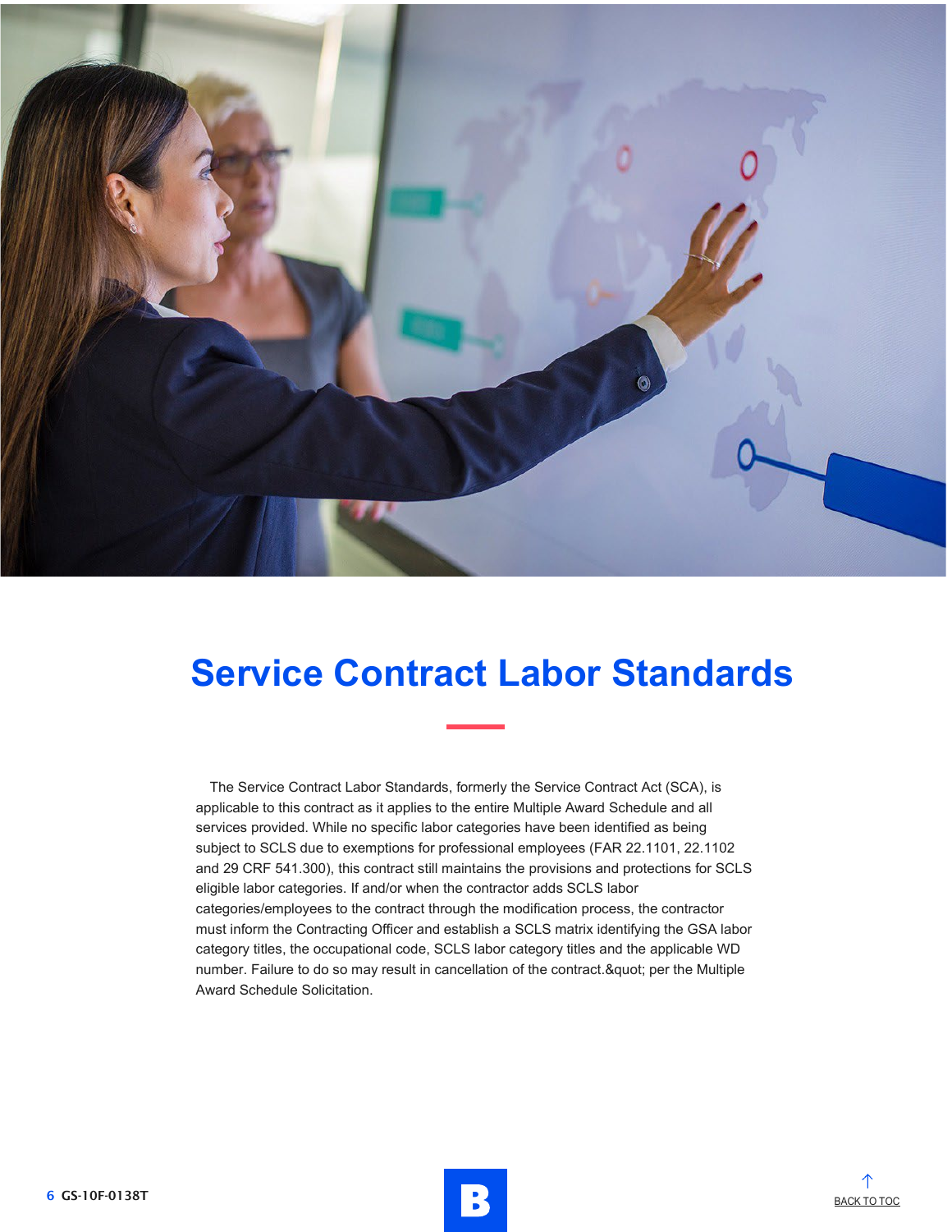# Service Contract Labor Standards

The Service Contract Labor Standards, formerly the Service Contract Act (SCA), is applicable to this contract as it applies to the entire Multiple Award Schedule and all services provided. While no specific labor categories have been identified as being subject to SCLS due to exemptions for professional employees (FAR 22.1101, 22.1102 and 29 CRF 541.300), this contract still maintains the provisions and protections for SCLS eligible labor categories. If and/or when the contractor adds SCLS labor categories/employees to the contract through the modification process, the contractor must inform the Contracting Officer and establish a SCLS matrix identifying the GSA labor category titles, the occupational code, SCLS labor category titles and the applicable WD number. Failure to do so may result in cancellation of the contract.&quot; per the Multiple Award Schedule Solicitation.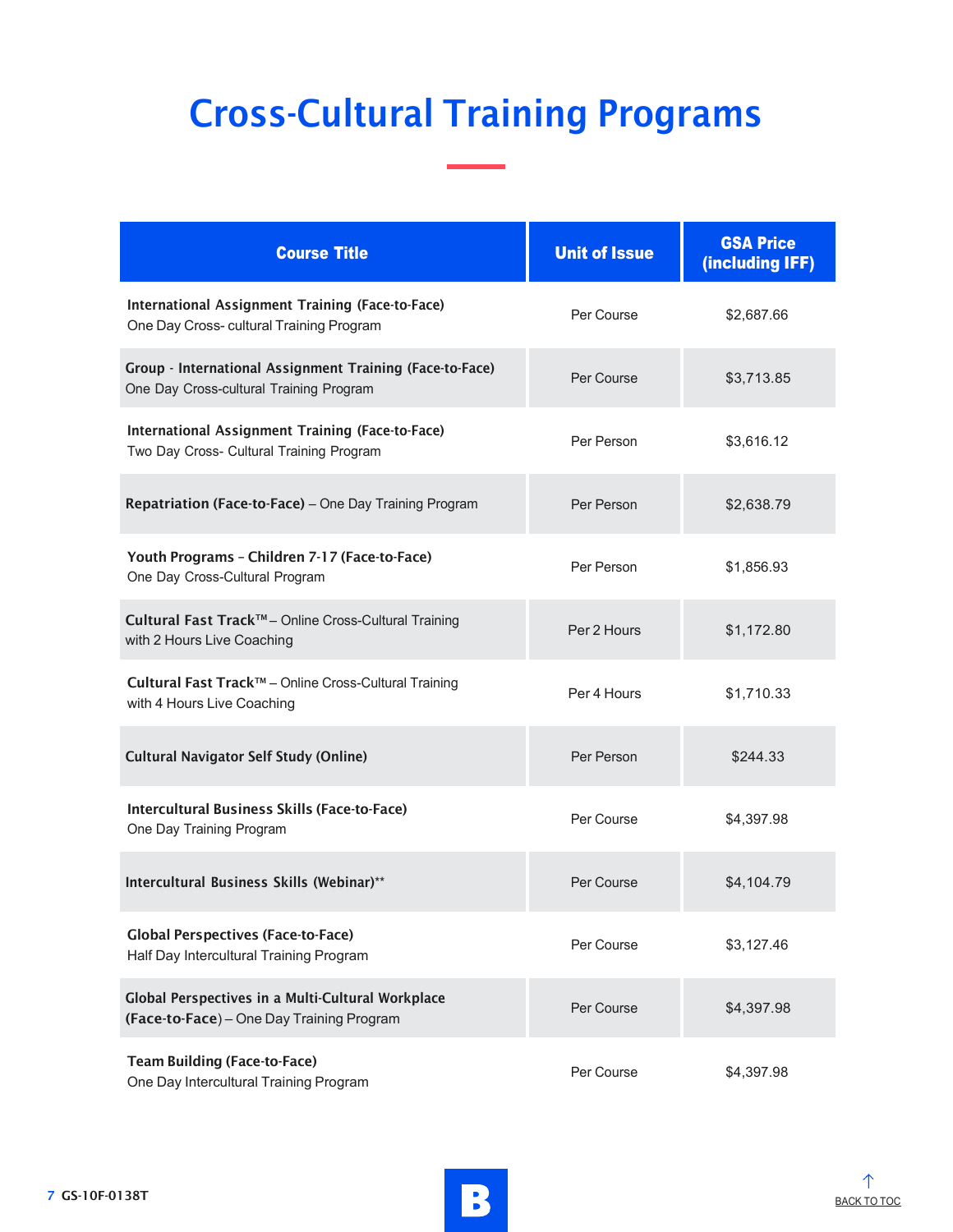# Cross-Cultural Training Programs

| Course Title | Unit of Issue | GSA Price (including IFF) |
|---|---|---|
| **International Assignment Training (Face-to-Face)** One Day Cross- cultural Training Program | Per Course | $2,687.66 |
| **Group - International Assignment Training (Face-to-Face)** One Day Cross-cultural Training Program | Per Course | $3,713.85 |
| **International Assignment Training (Face-to-Face)** Two Day Cross- Cultural Training Program | Per Person | $3,616.12 |
| **Repatriation (Face-to-Face)** – One Day Training Program | Per Person | $2,638.79 |
| **Youth Programs - Children 7-17 (Face-to-Face)** One Day Cross-Cultural Program | Per Person | $1,856.93 |
| **Cultural Fast Track™** – Online Cross-Cultural Training with 2 Hours Live Coaching | Per 2 Hours | $1,172.80 |
| **Cultural Fast Track™** – Online Cross-Cultural Training with 4 Hours Live Coaching | Per 4 Hours | $1,710.33 |
| **Cultural Navigator Self Study (Online)** | Per Person | $244.33 |
| **Intercultural Business Skills (Face-to-Face)** One Day Training Program | Per Course | $4,397.98 |
| **Intercultural Business Skills (Webinar)**** | Per Course | $4,104.79 |
| **Global Perspectives (Face-to-Face)** Half Day Intercultural Training Program | Per Course | $3,127.46 |
| **Global Perspectives in a Multi-Cultural Workplace (Face-to-Face)** – One Day Training Program | Per Course | $4,397.98 |
| **Team Building (Face-to-Face)** One Day Intercultural Training Program | Per Course | $4,397.98 |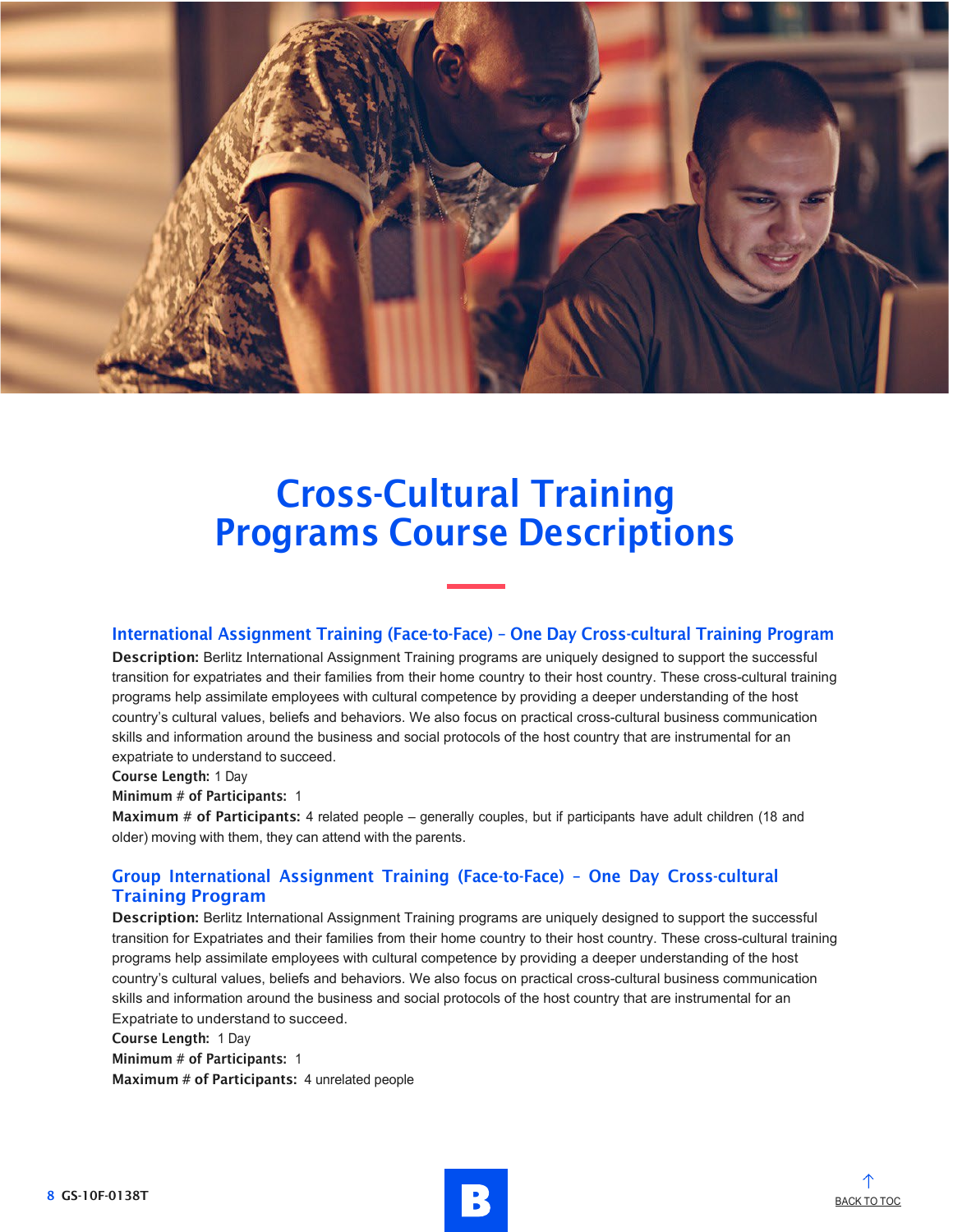# Cross-Cultural Training Programs Course Descriptions

## International Assignment Training (Face-to-Face) – One Day Cross-cultural Training Program

**Description:** Berlitz International Assignment Training programs are uniquely designed to support the successful transition for expatriates and their families from their home country to their host country. These cross-cultural training programs help assimilate employees with cultural competence by providing a deeper understanding of the host country's cultural values, beliefs and behaviors. We also focus on practical cross-cultural business communication skills and information around the business and social protocols of the host country that are instrumental for an expatriate to understand to succeed.

**Course Length:** 1 Day

**Minimum # of Participants:** 1

**Maximum # of Participants:** 4 related people – generally couples, but if participants have adult children (18 and older) moving with them, they can attend with the parents.

## Group International Assignment Training (Face-to-Face) – One Day Cross-cultural Training Program

**Description:** Berlitz International Assignment Training programs are uniquely designed to support the successful transition for Expatriates and their families from their home country to their host country. These cross-cultural training programs help assimilate employees with cultural competence by providing a deeper understanding of the host country's cultural values, beliefs and behaviors. We also focus on practical cross-cultural business communication skills and information around the business and social protocols of the host country that are instrumental for an Expatriate to understand to succeed.

**Course Length:** 1 Day

**Minimum # of Participants:** 1

**Maximum # of Participants:** 4 unrelated people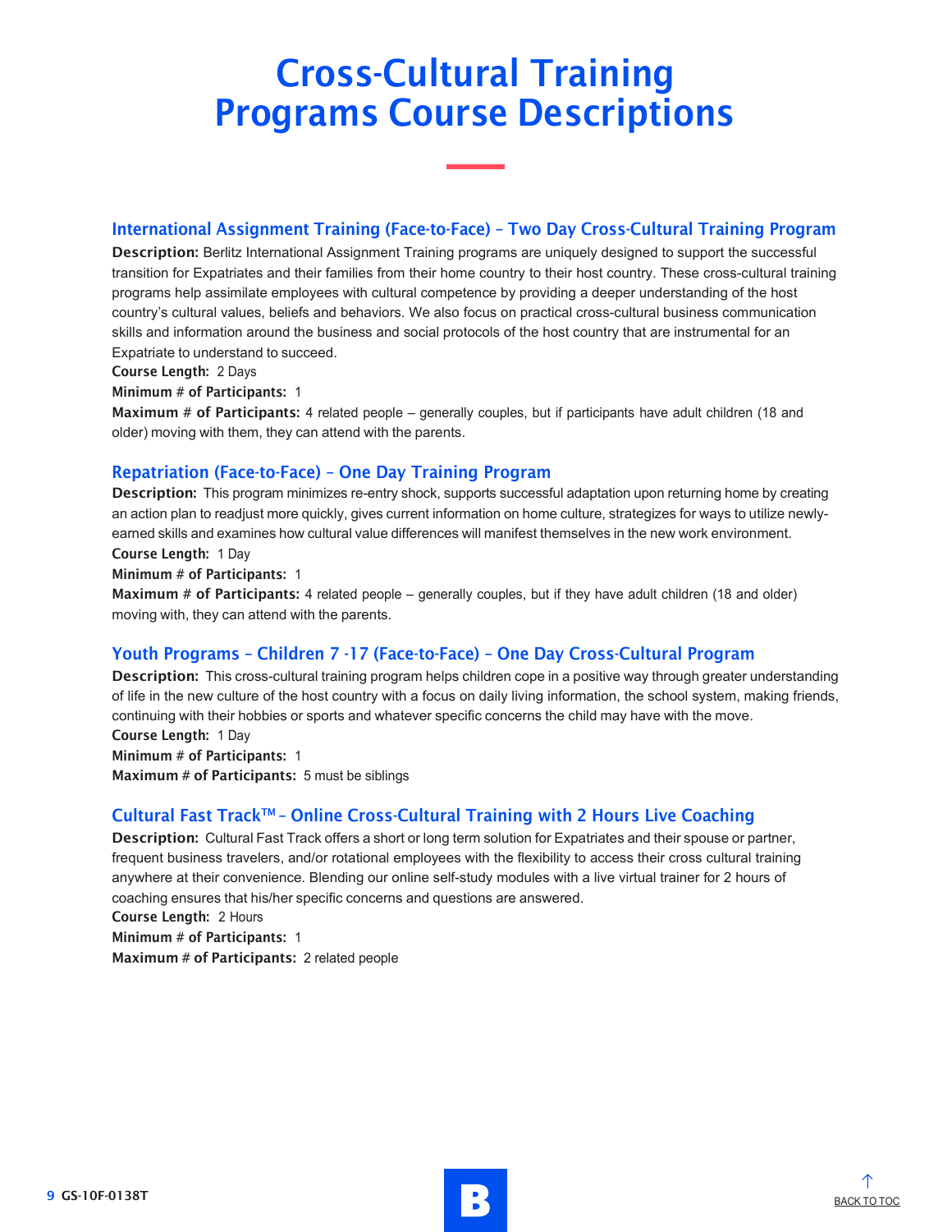# Cross-Cultural Training Programs Course Descriptions

## International Assignment Training (Face-to-Face) – Two Day Cross-Cultural Training Program

**Description:** Berlitz International Assignment Training programs are uniquely designed to support the successful transition for Expatriates and their families from their home country to their host country. These cross-cultural training programs help assimilate employees with cultural competence by providing a deeper understanding of the host country's cultural values, beliefs and behaviors. We also focus on practical cross-cultural business communication skills and information around the business and social protocols of the host country that are instrumental for an Expatriate to understand to succeed.

**Course Length:** 2 Days

**Minimum # of Participants:** 1

**Maximum # of Participants:** 4 related people – generally couples, but if participants have adult children (18 and older) moving with them, they can attend with the parents.

## Repatriation (Face-to-Face) – One Day Training Program

**Description:** This program minimizes re-entry shock, supports successful adaptation upon returning home by creating an action plan to readjust more quickly, gives current information on home culture, strategizes for ways to utilize newly-earned skills and examines how cultural value differences will manifest themselves in the new work environment.

**Course Length:** 1 Day

**Minimum # of Participants:** 1

**Maximum # of Participants:** 4 related people – generally couples, but if they have adult children (18 and older) moving with, they can attend with the parents.

## Youth Programs – Children 7 -17 (Face-to-Face) – One Day Cross-Cultural Program

**Description:** This cross-cultural training program helps children cope in a positive way through greater understanding of life in the new culture of the host country with a focus on daily living information, the school system, making friends, continuing with their hobbies or sports and whatever specific concerns the child may have with the move.

**Course Length:** 1 Day

**Minimum # of Participants:** 1

**Maximum # of Participants:** 5 must be siblings

## Cultural Fast Track™ – Online Cross-Cultural Training with 2 Hours Live Coaching

**Description:** Cultural Fast Track offers a short or long term solution for Expatriates and their spouse or partner, frequent business travelers, and/or rotational employees with the flexibility to access their cross cultural training anywhere at their convenience. Blending our online self-study modules with a live virtual trainer for 2 hours of coaching ensures that his/her specific concerns and questions are answered.

**Course Length:** 2 Hours

**Minimum # of Participants:** 1

**Maximum # of Participants:** 2 related people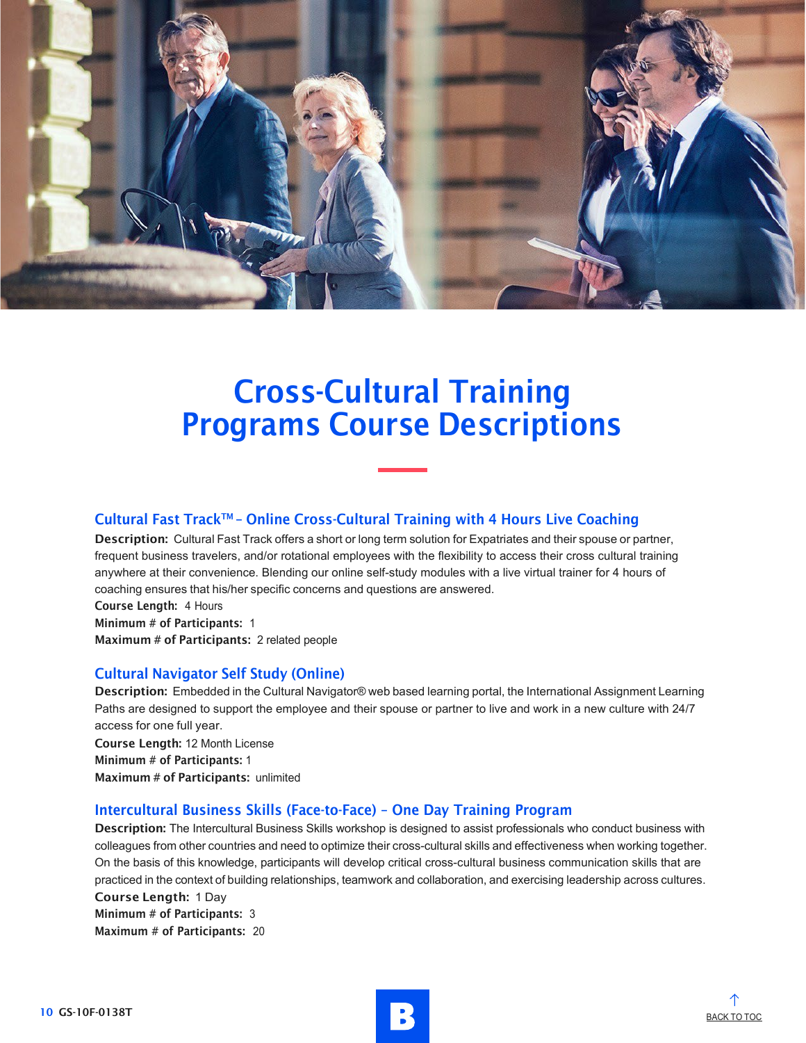# Cross-Cultural Training Programs Course Descriptions

### Cultural Fast Track™ – Online Cross-Cultural Training with 4 Hours Live Coaching

**Description:** Cultural Fast Track offers a short or long term solution for Expatriates and their spouse or partner, frequent business travelers, and/or rotational employees with the flexibility to access their cross cultural training anywhere at their convenience. Blending our online self-study modules with a live virtual trainer for 4 hours of coaching ensures that his/her specific concerns and questions are answered.

**Course Length:** 4 Hours
**Minimum # of Participants:** 1
**Maximum # of Participants:** 2 related people

### Cultural Navigator Self Study (Online)

**Description:** Embedded in the Cultural Navigator® web based learning portal, the International Assignment Learning Paths are designed to support the employee and their spouse or partner to live and work in a new culture with 24/7 access for one full year.

**Course Length:** 12 Month License
**Minimum # of Participants:** 1
**Maximum # of Participants:** unlimited

### Intercultural Business Skills (Face-to-Face) – One Day Training Program

**Description:** The Intercultural Business Skills workshop is designed to assist professionals who conduct business with colleagues from other countries and need to optimize their cross-cultural skills and effectiveness when working together. On the basis of this knowledge, participants will develop critical cross-cultural business communication skills that are practiced in the context of building relationships, teamwork and collaboration, and exercising leadership across cultures.

**Course Length:** 1 Day
**Minimum # of Participants:** 3
**Maximum # of Participants:** 20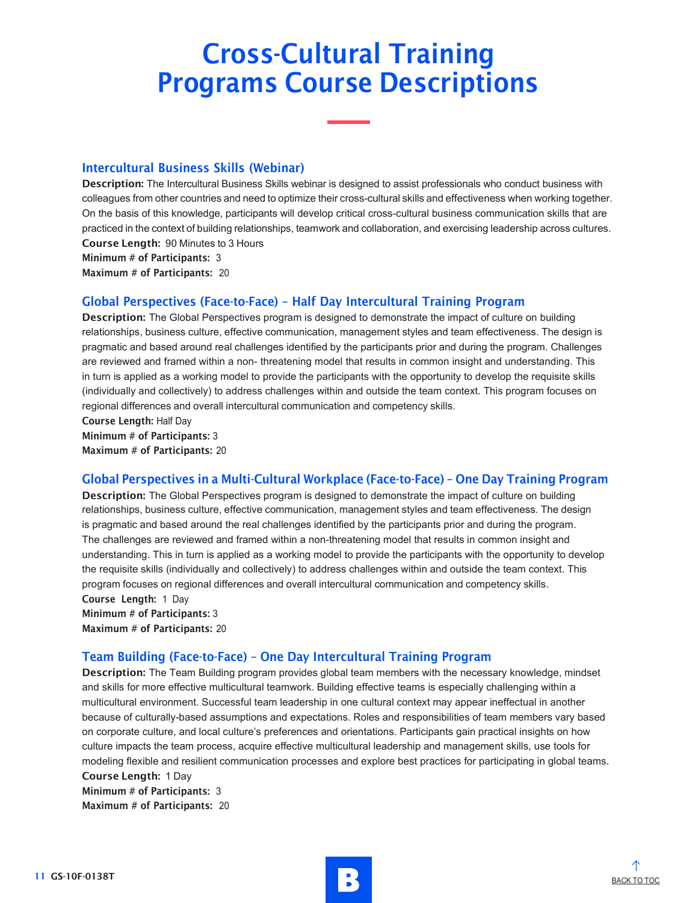# Cross-Cultural Training Programs Course Descriptions

## Intercultural Business Skills (Webinar)

**Description:** The Intercultural Business Skills webinar is designed to assist professionals who conduct business with colleagues from other countries and need to optimize their cross-cultural skills and effectiveness when working together. On the basis of this knowledge, participants will develop critical cross-cultural business communication skills that are practiced in the context of building relationships, teamwork and collaboration, and exercising leadership across cultures.

**Course Length:** 90 Minutes to 3 Hours

**Minimum # of Participants:** 3

**Maximum # of Participants:** 20

## Global Perspectives (Face-to-Face) – Half Day Intercultural Training Program

**Description:** The Global Perspectives program is designed to demonstrate the impact of culture on building relationships, business culture, effective communication, management styles and team effectiveness. The design is pragmatic and based around real challenges identified by the participants prior and during the program. Challenges are reviewed and framed within a non- threatening model that results in common insight and understanding. This in turn is applied as a working model to provide the participants with the opportunity to develop the requisite skills (individually and collectively) to address challenges within and outside the team context. This program focuses on regional differences and overall intercultural communication and competency skills.

**Course Length:** Half Day

**Minimum # of Participants:** 3

**Maximum # of Participants:** 20

## Global Perspectives in a Multi-Cultural Workplace (Face-to-Face) – One Day Training Program

**Description:** The Global Perspectives program is designed to demonstrate the impact of culture on building relationships, business culture, effective communication, management styles and team effectiveness. The design is pragmatic and based around the real challenges identified by the participants prior and during the program. The challenges are reviewed and framed within a non-threatening model that results in common insight and understanding. This in turn is applied as a working model to provide the participants with the opportunity to develop the requisite skills (individually and collectively) to address challenges within and outside the team context. This program focuses on regional differences and overall intercultural communication and competency skills.

**Course Length:** 1 Day

**Minimum # of Participants:** 3

**Maximum # of Participants:** 20

## Team Building (Face-to-Face) – One Day Intercultural Training Program

**Description:** The Team Building program provides global team members with the necessary knowledge, mindset and skills for more effective multicultural teamwork. Building effective teams is especially challenging within a multicultural environment. Successful team leadership in one cultural context may appear ineffectual in another because of culturally-based assumptions and expectations. Roles and responsibilities of team members vary based on corporate culture, and local culture's preferences and orientations. Participants gain practical insights on how culture impacts the team process, acquire effective multicultural leadership and management skills, use tools for modeling flexible and resilient communication processes and explore best practices for participating in global teams.

**Course Length:** 1 Day

**Minimum # of Participants:** 3

**Maximum # of Participants:** 20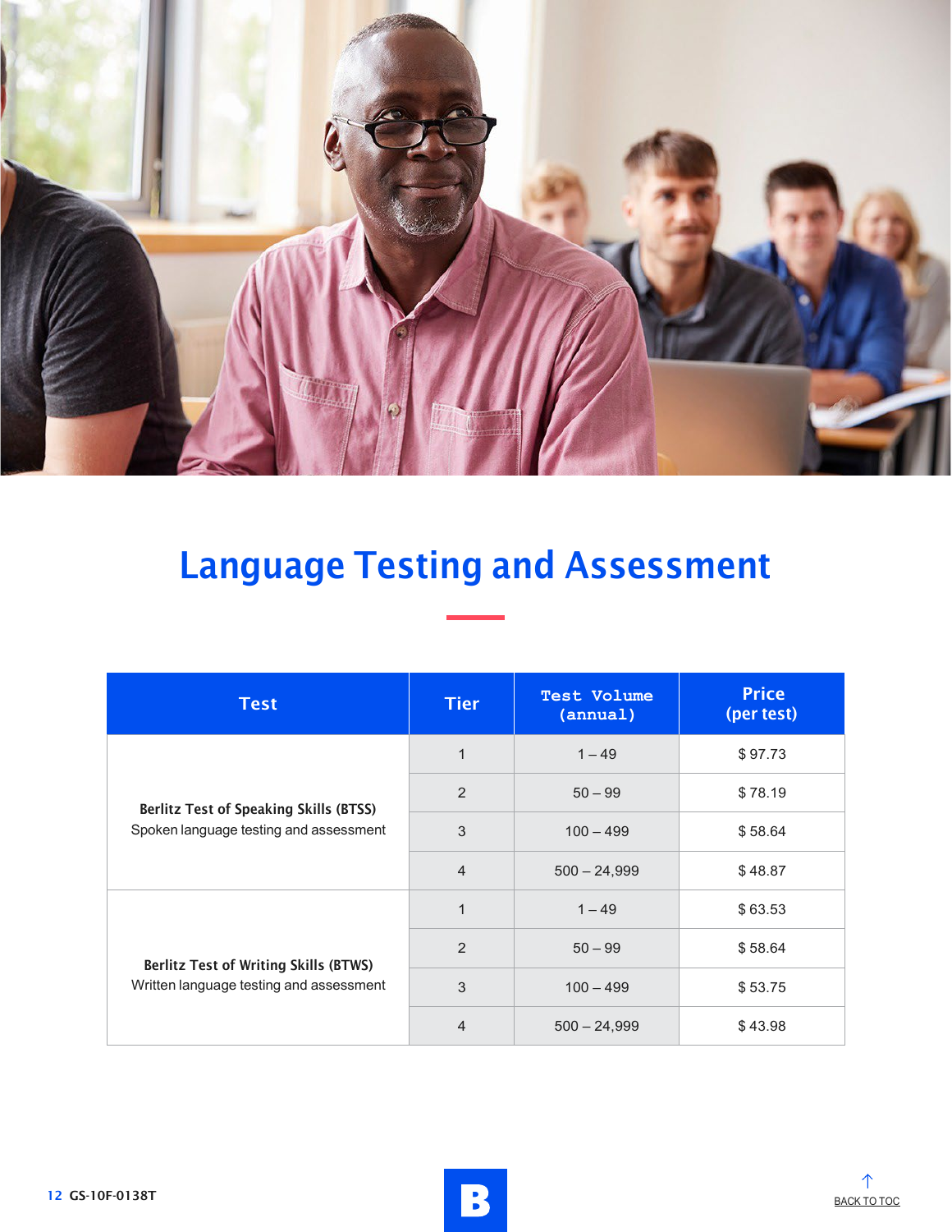# Language Testing and Assessment

| Test | Tier | Test Volume (annual) | Price (per test) |
|---|---|---|---|
| **Berlitz Test of Speaking Skills (BTSS)** Spoken language testing and assessment | 1 | 1 – 49 | $ 97.73 |
| | 2 | 50 – 99 | $ 78.19 |
| | 3 | 100 – 499 | $ 58.64 |
| | 4 | 500 – 24,999 | $ 48.87 |
| **Berlitz Test of Writing Skills (BTWS)** Written language testing and assessment | 1 | 1 – 49 | $ 63.53 |
| | 2 | 50 – 99 | $ 58.64 |
| | 3 | 100 – 499 | $ 53.75 |
| | 4 | 500 – 24,999 | $ 43.98 |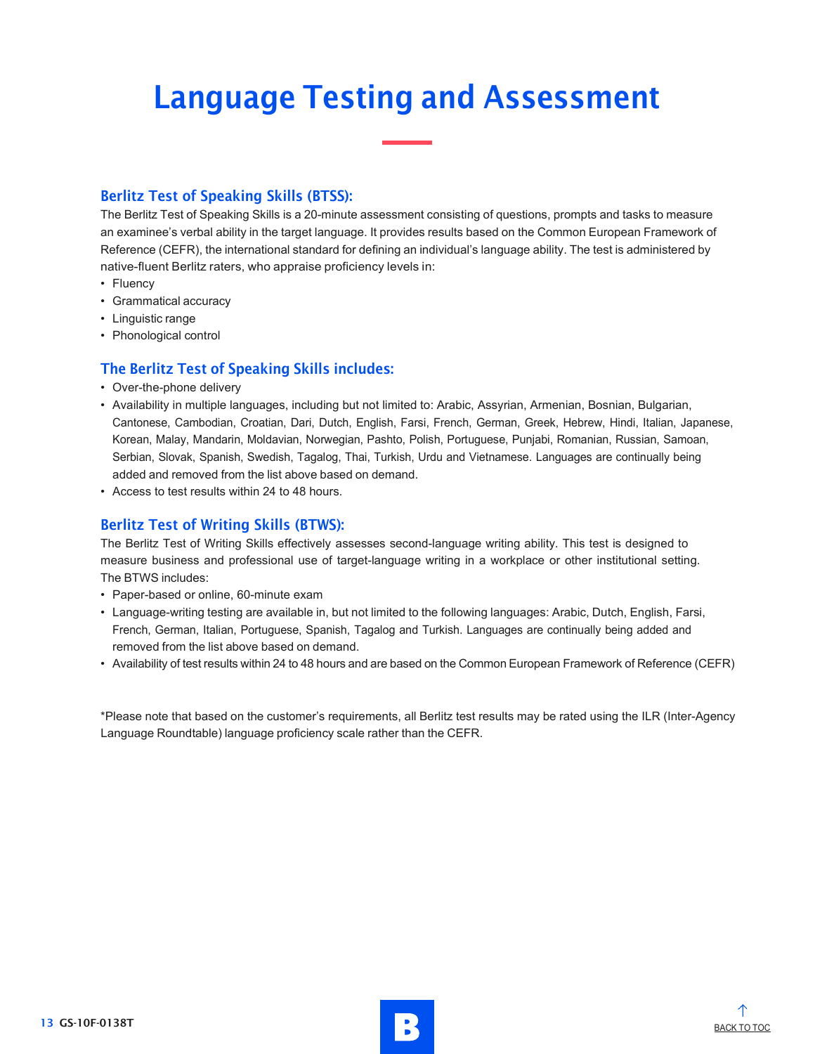# Language Testing and Assessment

## Berlitz Test of Speaking Skills (BTSS):

The Berlitz Test of Speaking Skills is a 20-minute assessment consisting of questions, prompts and tasks to measure an examinee's verbal ability in the target language. It provides results based on the Common European Framework of Reference (CEFR), the international standard for defining an individual's language ability. The test is administered by native-fluent Berlitz raters, who appraise proficiency levels in:

- Fluency
- Grammatical accuracy
- Linguistic range
- Phonological control

## The Berlitz Test of Speaking Skills includes:

- Over-the-phone delivery
- Availability in multiple languages, including but not limited to: Arabic, Assyrian, Armenian, Bosnian, Bulgarian, Cantonese, Cambodian, Croatian, Dari, Dutch, English, Farsi, French, German, Greek, Hebrew, Hindi, Italian, Japanese, Korean, Malay, Mandarin, Moldavian, Norwegian, Pashto, Polish, Portuguese, Punjabi, Romanian, Russian, Samoan, Serbian, Slovak, Spanish, Swedish, Tagalog, Thai, Turkish, Urdu and Vietnamese. Languages are continually being added and removed from the list above based on demand.
- Access to test results within 24 to 48 hours.

## Berlitz Test of Writing Skills (BTWS):

The Berlitz Test of Writing Skills effectively assesses second-language writing ability. This test is designed to measure business and professional use of target-language writing in a workplace or other institutional setting. The BTWS includes:

- Paper-based or online, 60-minute exam
- Language-writing testing are available in, but not limited to the following languages: Arabic, Dutch, English, Farsi, French, German, Italian, Portuguese, Spanish, Tagalog and Turkish. Languages are continually being added and removed from the list above based on demand.
- Availability of test results within 24 to 48 hours and are based on the Common European Framework of Reference (CEFR)

*Please note that based on the customer's requirements, all Berlitz test results may be rated using the ILR (Inter-Agency Language Roundtable) language proficiency scale rather than the CEFR.